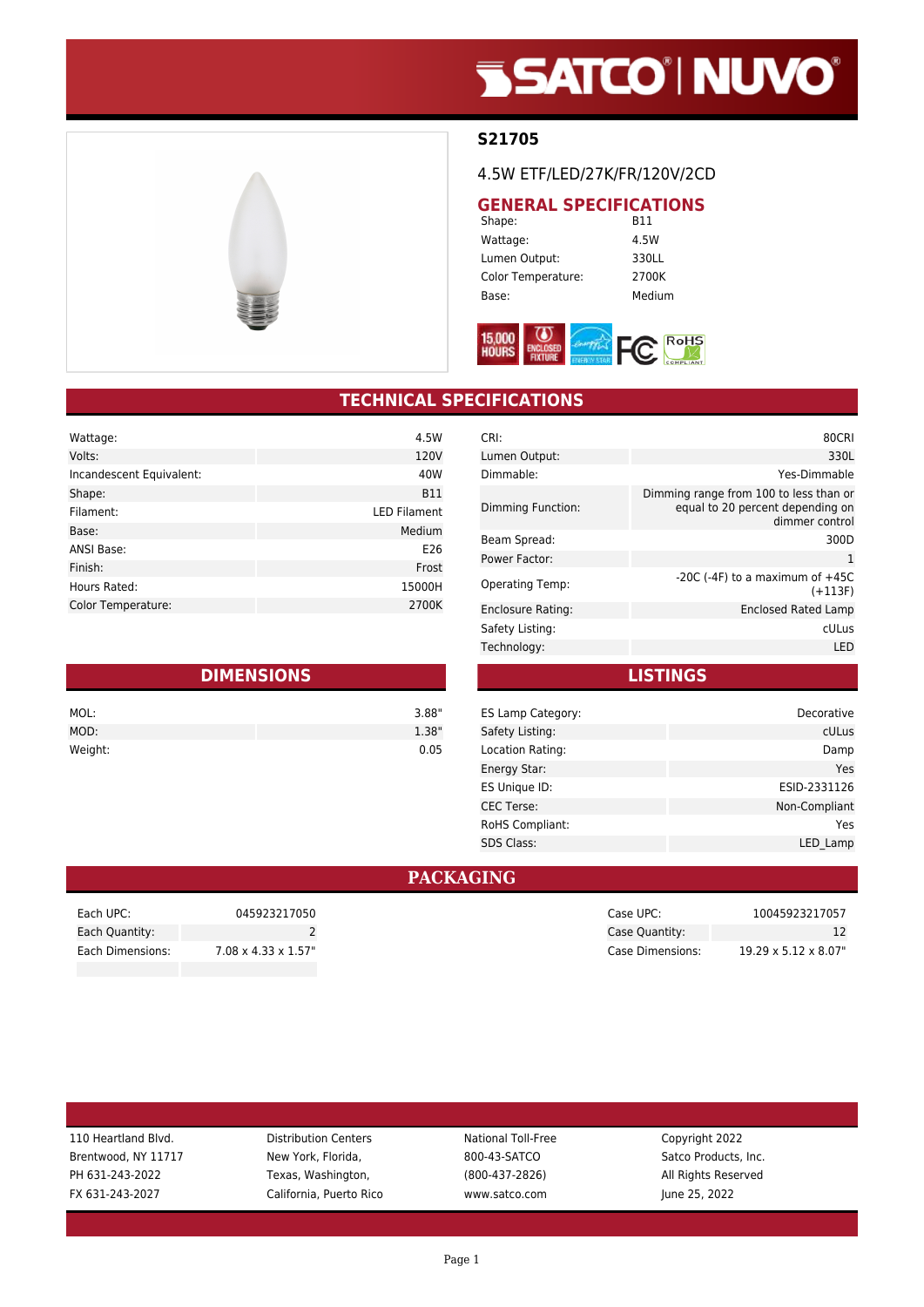# S21705

4.5W ETF/LED/27K/FR/120V/2CD

## GENERAL SPECIFICATIONS

| | |
|---|---|
| Shape: | B11 |
| Wattage: | 4.5W |
| Lumen Output: | 330LL |
| Color Temperature: | 2700K |
| Base: | Medium |

## TECHNICAL SPECIFICATIONS

| | |
|---|---|
| Wattage: | 4.5W |
| Volts: | 120V |
| Incandescent Equivalent: | 40W |
| Shape: | B11 |
| Filament: | LED Filament |
| Base: | Medium |
| ANSI Base: | E26 |
| Finish: | Frost |
| Hours Rated: | 15000H |
| Color Temperature: | 2700K |

| | |
|---|---|
| CRI: | 80CRI |
| Lumen Output: | 330L |
| Dimmable: | Yes-Dimmable |
| Dimming Function: | Dimming range from 100 to less than or equal to 20 percent depending on dimmer control |
| Beam Spread: | 300D |
| Power Factor: | 1 |
| Operating Temp: | -20C (-4F) to a maximum of +45C (+113F) |
| Enclosure Rating: | Enclosed Rated Lamp |
| Safety Listing: | cULus |
| Technology: | LED |

## DIMENSIONS

| | |
|---|---|
| MOL: | 3.88" |
| MOD: | 1.38" |
| Weight: | 0.05 |

## LISTINGS

| | |
|---|---|
| ES Lamp Category: | Decorative |
| Safety Listing: | cULus |
| Location Rating: | Damp |
| Energy Star: | Yes |
| ES Unique ID: | ESID-2331126 |
| CEC Terse: | Non-Compliant |
| RoHS Compliant: | Yes |
| SDS Class: | LED_Lamp |

## PACKAGING

| | |
|---|---|
| Each UPC: | 045923217050 |
| Each Quantity: | 2 |
| Each Dimensions: | 7.08 x 4.33 x 1.57" |

| | |
|---|---|
| Case UPC: | 10045923217057 |
| Case Quantity: | 12 |
| Case Dimensions: | 19.29 x 5.12 x 8.07" |

110 Heartland Blvd.
Brentwood, NY 11717
PH 631-243-2022
FX 631-243-2027

Distribution Centers
New York, Florida,
Texas, Washington,
California, Puerto Rico

National Toll-Free
800-43-SATCO
(800-437-2826)
www.satco.com

Copyright 2022
Satco Products, Inc.
All Rights Reserved
June 25, 2022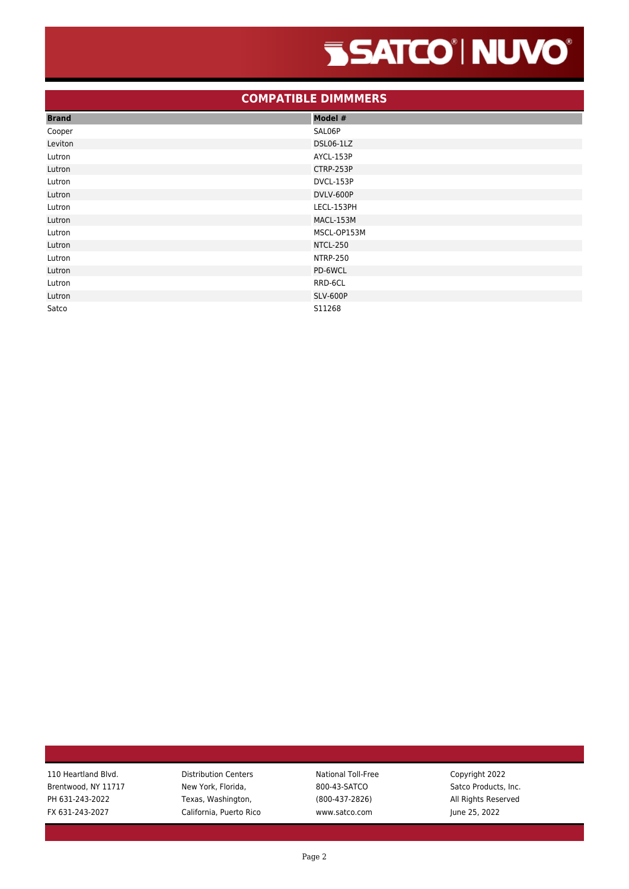## COMPATIBLE DIMMMERS

| Brand | Model # |
|---|---|
| Cooper | SAL06P |
| Leviton | DSL06-1LZ |
| Lutron | AYCL-153P |
| Lutron | CTRP-253P |
| Lutron | DVCL-153P |
| Lutron | DVLV-600P |
| Lutron | LECL-153PH |
| Lutron | MACL-153M |
| Lutron | MSCL-OP153M |
| Lutron | NTCL-250 |
| Lutron | NTRP-250 |
| Lutron | PD-6WCL |
| Lutron | RRD-6CL |
| Lutron | SLV-600P |
| Satco | S11268 |

110 Heartland Blvd.
Brentwood, NY 11717
PH 631-243-2022
FX 631-243-2027

Distribution Centers
New York, Florida,
Texas, Washington,
California, Puerto Rico

National Toll-Free
800-43-SATCO
(800-437-2826)
www.satco.com

Copyright 2022
Satco Products, Inc.
All Rights Reserved
June 25, 2022